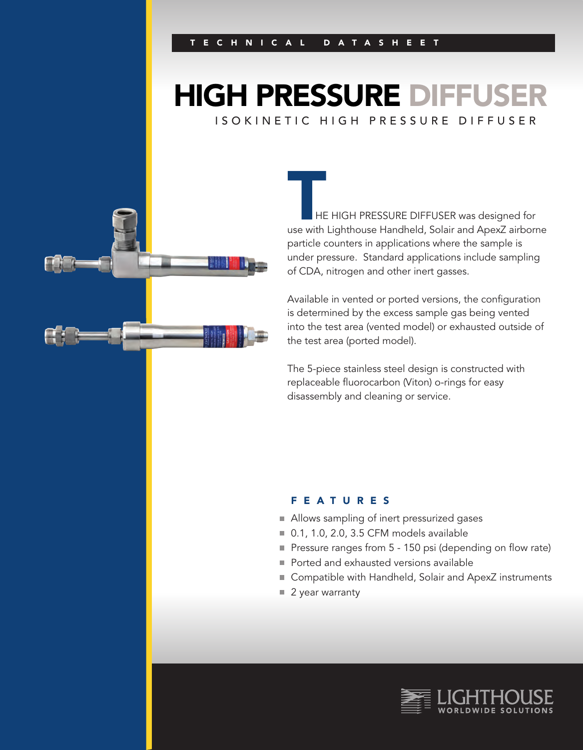TECHNICAL DATASHEET

# HIGH PRESSURE DIFFUSER

## ISOKINETIC HIGH PRESSURE DIFFUSER

THE HIGH PRESSURE DIFFUSER was designed for use with Lighthouse Handheld, Solair and ApexZ airborne particle counters in applications where the sample is under pressure. Standard applications include sampling of CDA, nitrogen and other inert gasses.

Available in vented or ported versions, the configuration is determined by the excess sample gas being vented into the test area (vented model) or exhausted outside of the test area (ported model).

The 5-piece stainless steel design is constructed with replaceable fluorocarbon (Viton) o-rings for easy disassembly and cleaning or service.

### FEATURES

- Allows sampling of inert pressurized gases
- 0.1, 1.0, 2.0, 3.5 CFM models available
- Pressure ranges from 5 - 150 psi (depending on flow rate)
- Ported and exhausted versions available
- Compatible with Handheld, Solair and ApexZ instruments
- 2 year warranty

LIGHTHOUSE WORLDWIDE SOLUTIONS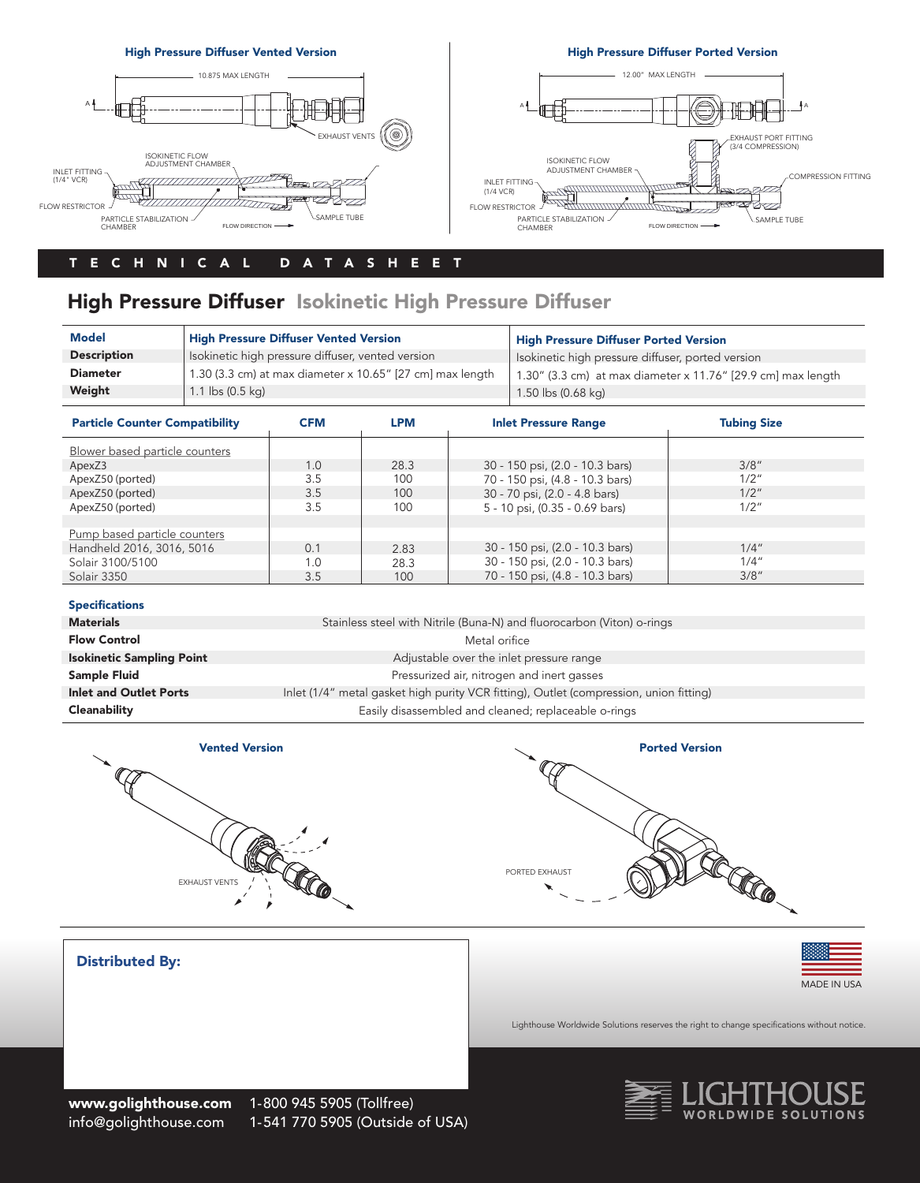**High Pressure Diffuser Vented Version**

10.875 MAX LENGTH

EXHAUST VENTS

INLET FITTING (1/4" VCR)

ISOKINETIC FLOW ADJUSTMENT CHAMBER

FLOW RESTRICTOR

PARTICLE STABILIZATION CHAMBER

FLOW DIRECTION

SAMPLE TUBE

**High Pressure Diffuser Ported Version**

12.00" MAX LENGTH

EXHAUST PORT FITTING (3/4 COMPRESSION)

ISOKINETIC FLOW ADJUSTMENT CHAMBER

COMPRESSION FITTING

INLET FITTING (1/4 VCR)

FLOW RESTRICTOR

PARTICLE STABILIZATION CHAMBER

FLOW DIRECTION

SAMPLE TUBE

## TECHNICAL DATASHEET

# High Pressure Diffuser Isokinetic High Pressure Diffuser

| Model | High Pressure Diffuser Vented Version | High Pressure Diffuser Ported Version |
|---|---|---|
| Description | Isokinetic high pressure diffuser, vented version | Isokinetic high pressure diffuser, ported version |
| Diameter | 1.30 (3.3 cm) at max diameter x 10.65" [27 cm] max length | 1.30" (3.3 cm) at max diameter x 11.76" [29.9 cm] max length |
| Weight | 1.1 lbs (0.5 kg) | 1.50 lbs (0.68 kg) |

| Particle Counter Compatibility | CFM | LPM | Inlet Pressure Range | Tubing Size |
|---|---|---|---|---|
| Blower based particle counters | | | | |
| ApexZ3 | 1.0 | 28.3 | 30 - 150 psi, (2.0 - 10.3 bars) | 3/8" |
| ApexZ50 (ported) | 3.5 | 100 | 70 - 150 psi, (4.8 - 10.3 bars) | 1/2" |
| ApexZ50 (ported) | 3.5 | 100 | 30 - 70 psi, (2.0 - 4.8 bars) | 1/2" |
| ApexZ50 (ported) | 3.5 | 100 | 5 - 10 psi, (0.35 - 0.69 bars) | 1/2" |
| | | | | |
| Pump based particle counters | | | | |
| Handheld 2016, 3016, 5016 | 0.1 | 2.83 | 30 - 150 psi, (2.0 - 10.3 bars) | 1/4" |
| Solair 3100/5100 | 1.0 | 28.3 | 30 - 150 psi, (2.0 - 10.3 bars) | 1/4" |
| Solair 3350 | 3.5 | 100 | 70 - 150 psi, (4.8 - 10.3 bars) | 3/8" |

### Specifications

| | |
|---|---|
| Materials | Stainless steel with Nitrile (Buna-N) and fluorocarbon (Viton) o-rings |
| Flow Control | Metal orifice |
| Isokinetic Sampling Point | Adjustable over the inlet pressure range |
| Sample Fluid | Pressurized air, nitrogen and inert gasses |
| Inlet and Outlet Ports | Inlet (1/4" metal gasket high purity VCR fitting), Outlet (compression, union fitting) |
| Cleanability | Easily disassembled and cleaned; replaceable o-rings |

**Vented Version**

EXHAUST VENTS

**Ported Version**

PORTED EXHAUST

**Distributed By:**

MADE IN USA

Lighthouse Worldwide Solutions reserves the right to change specifications without notice.

**www.golighthouse.com** 1-800 945 5905 (Tollfree)
info@golighthouse.com 1-541 770 5905 (Outside of USA)

LIGHTHOUSE WORLDWIDE SOLUTIONS